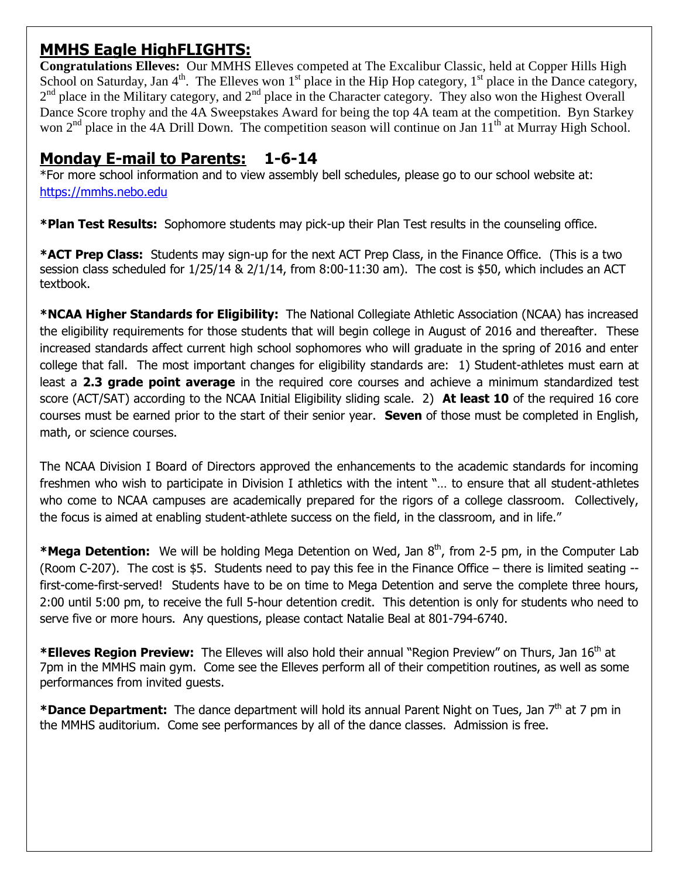## MMHS Eagle HighFLIGHTS:

**Congratulations Elleves:** Our MMHS Elleves competed at The Excalibur Classic, held at Copper Hills High School on Saturday, Jan 4th. The Elleves won 1st place in the Hip Hop category, 1st place in the Dance category, 2nd place in the Military category, and 2nd place in the Character category. They also won the Highest Overall Dance Score trophy and the 4A Sweepstakes Award for being the top 4A team at the competition. Byn Starkey won 2nd place in the 4A Drill Down. The competition season will continue on Jan 11th at Murray High School.

## Monday E-mail to Parents: 1-6-14

*For more school information and to view assembly bell schedules, please go to our school website at: https://mmhs.nebo.edu

***Plan Test Results:** Sophomore students may pick-up their Plan Test results in the counseling office.

***ACT Prep Class:** Students may sign-up for the next ACT Prep Class, in the Finance Office. (This is a two session class scheduled for 1/25/14 & 2/1/14, from 8:00-11:30 am). The cost is $50, which includes an ACT textbook.

***NCAA Higher Standards for Eligibility:** The National Collegiate Athletic Association (NCAA) has increased the eligibility requirements for those students that will begin college in August of 2016 and thereafter. These increased standards affect current high school sophomores who will graduate in the spring of 2016 and enter college that fall. The most important changes for eligibility standards are: 1) Student-athletes must earn at least a **2.3 grade point average** in the required core courses and achieve a minimum standardized test score (ACT/SAT) according to the NCAA Initial Eligibility sliding scale. 2) **At least 10** of the required 16 core courses must be earned prior to the start of their senior year. **Seven** of those must be completed in English, math, or science courses.

The NCAA Division I Board of Directors approved the enhancements to the academic standards for incoming freshmen who wish to participate in Division I athletics with the intent "… to ensure that all student-athletes who come to NCAA campuses are academically prepared for the rigors of a college classroom. Collectively, the focus is aimed at enabling student-athlete success on the field, in the classroom, and in life."

***Mega Detention:** We will be holding Mega Detention on Wed, Jan 8th, from 2-5 pm, in the Computer Lab (Room C-207). The cost is $5. Students need to pay this fee in the Finance Office – there is limited seating -- first-come-first-served! Students have to be on time to Mega Detention and serve the complete three hours, 2:00 until 5:00 pm, to receive the full 5-hour detention credit. This detention is only for students who need to serve five or more hours. Any questions, please contact Natalie Beal at 801-794-6740.

***Elleves Region Preview:** The Elleves will also hold their annual "Region Preview" on Thurs, Jan 16th at 7pm in the MMHS main gym. Come see the Elleves perform all of their competition routines, as well as some performances from invited guests.

***Dance Department:** The dance department will hold its annual Parent Night on Tues, Jan 7th at 7 pm in the MMHS auditorium. Come see performances by all of the dance classes. Admission is free.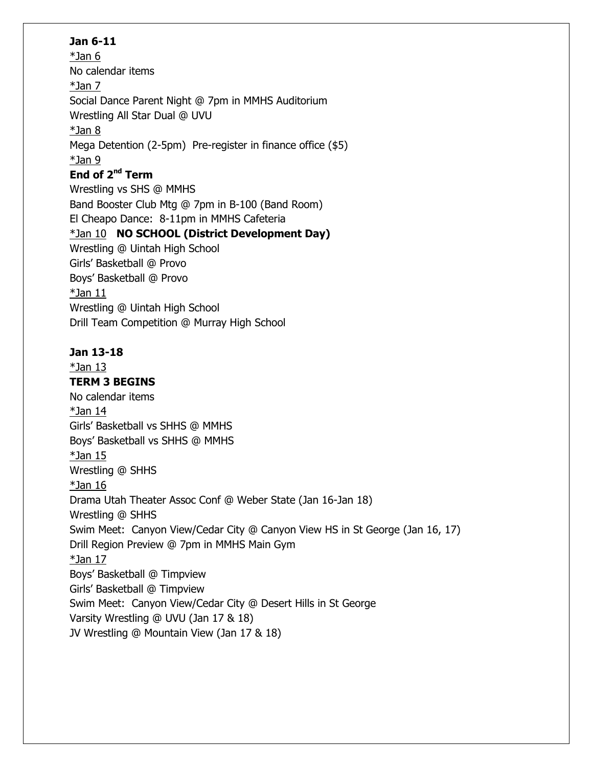**Jan 6-11**

*Jan 6

No calendar items

*Jan 7

Social Dance Parent Night @ 7pm in MMHS Auditorium

Wrestling All Star Dual @ UVU

*Jan 8

Mega Detention (2-5pm)  Pre-register in finance office ($5)

*Jan 9

**End of 2nd Term**

Wrestling vs SHS @ MMHS

Band Booster Club Mtg @ 7pm in B-100 (Band Room)

El Cheapo Dance:  8-11pm in MMHS Cafeteria

*Jan 10   **NO SCHOOL (District Development Day)**

Wrestling @ Uintah High School

Girls' Basketball @ Provo

Boys' Basketball @ Provo

*Jan 11

Wrestling @ Uintah High School

Drill Team Competition @ Murray High School

**Jan 13-18**

*Jan 13

**TERM 3 BEGINS**

No calendar items

*Jan 14

Girls' Basketball vs SHHS @ MMHS

Boys' Basketball vs SHHS @ MMHS

*Jan 15

Wrestling @ SHHS

*Jan 16

Drama Utah Theater Assoc Conf @ Weber State (Jan 16-Jan 18)

Wrestling @ SHHS

Swim Meet:  Canyon View/Cedar City @ Canyon View HS in St George (Jan 16, 17)

Drill Region Preview @ 7pm in MMHS Main Gym

*Jan 17

Boys' Basketball @ Timpview

Girls' Basketball @ Timpview

Swim Meet:  Canyon View/Cedar City @ Desert Hills in St George

Varsity Wrestling @ UVU (Jan 17 & 18)

JV Wrestling @ Mountain View (Jan 17 & 18)